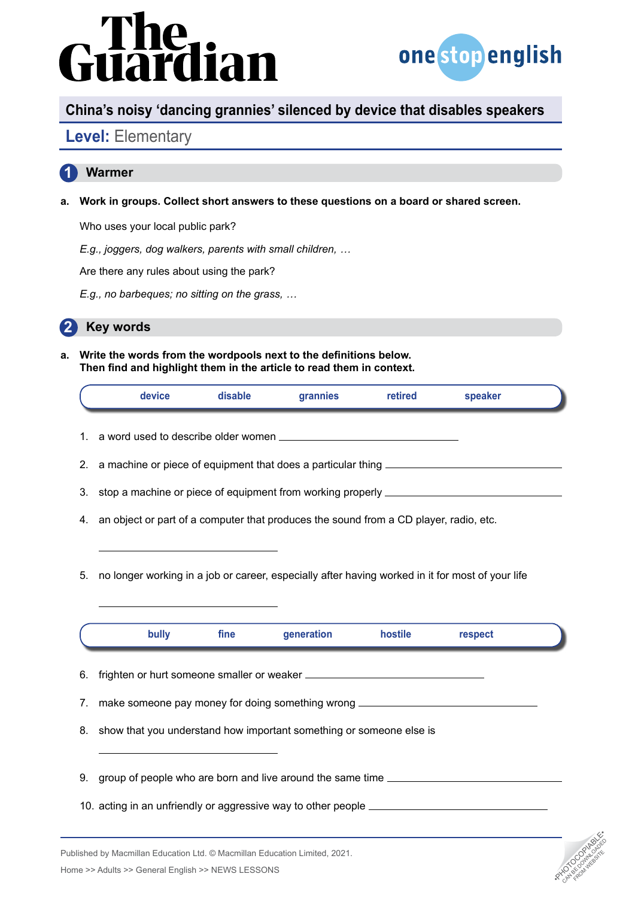# China's noisy 'dancing grannies' silenced by device that disables speakers

**Level:** Elementary

## 1 Warmer

**a. Work in groups. Collect short answers to these questions on a board or shared screen.**

Who uses your local public park?

*E.g., joggers, dog walkers, parents with small children, …*

Are there any rules about using the park?

*E.g., no barbeques; no sitting on the grass, …*

## 2 Key words

**a. Write the words from the wordpools next to the definitions below. Then find and highlight them in the article to read them in context.**

| device | disable | grannies | retired | speaker |
|---|---|---|---|---|

1. a word used to describe older women ______________________
2. a machine or piece of equipment that does a particular thing ______________________
3. stop a machine or piece of equipment from working properly ______________________
4. an object or part of a computer that produces the sound from a CD player, radio, etc. ______________________
5. no longer working in a job or career, especially after having worked in it for most of your life ______________________

| bully | fine | generation | hostile | respect |
|---|---|---|---|---|

6. frighten or hurt someone smaller or weaker ______________________
7. make someone pay money for doing something wrong ______________________
8. show that you understand how important something or someone else is ______________________
9. group of people who are born and live around the same time ______________________
10. acting in an unfriendly or aggressive way to other people ______________________

Published by Macmillan Education Ltd. © Macmillan Education Limited, 2021.

Home >> Adults >> General English >> NEWS LESSONS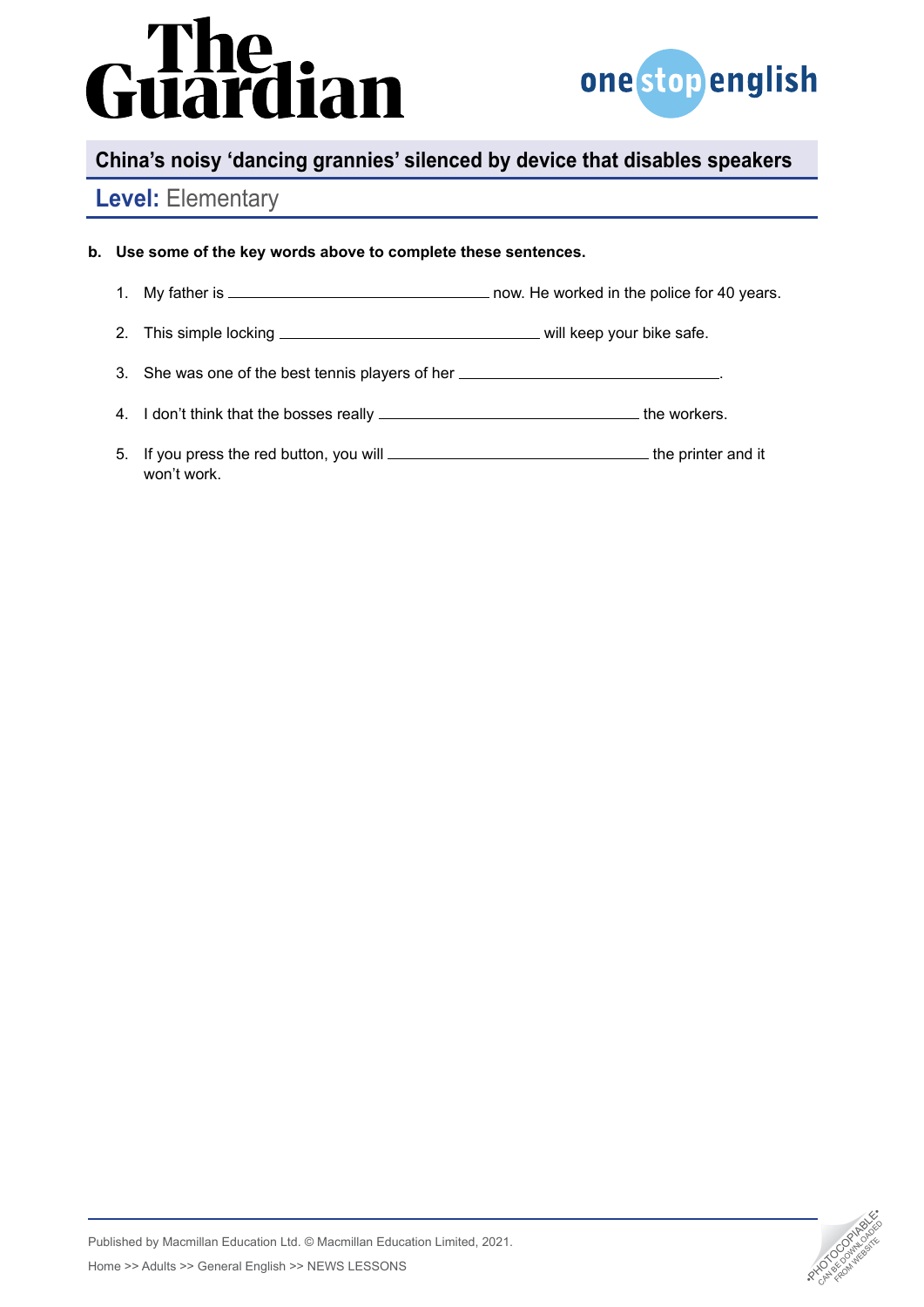## China's noisy 'dancing grannies' silenced by device that disables speakers

**Level:** Elementary

**b. Use some of the key words above to complete these sentences.**

1. My father is ______________________ now. He worked in the police for 40 years.
2. This simple locking ______________________ will keep your bike safe.
3. She was one of the best tennis players of her ______________________.
4. I don't think that the bosses really ______________________ the workers.
5. If you press the red button, you will ______________________ the printer and it won't work.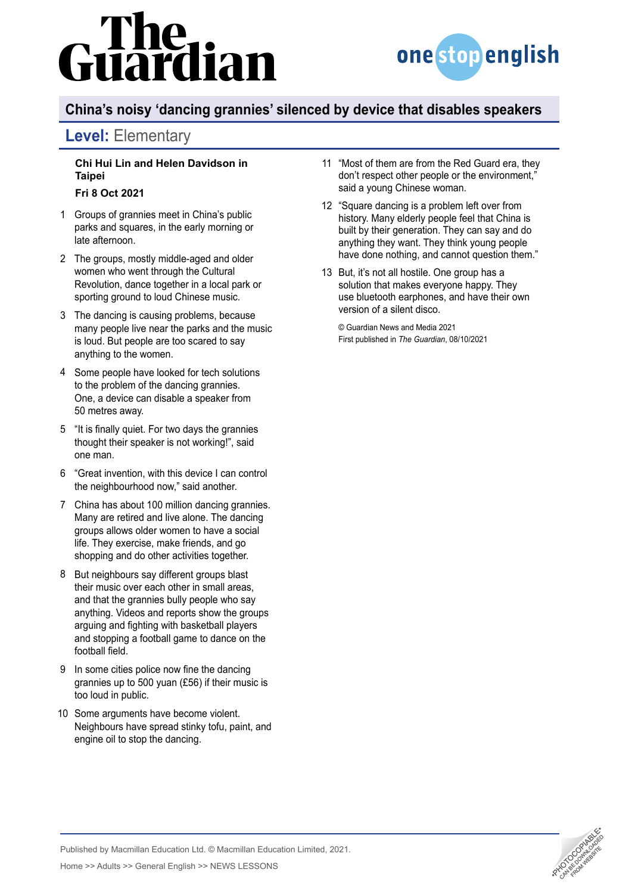# China's noisy 'dancing grannies' silenced by device that disables speakers

## Level: Elementary

**Chi Hui Lin and Helen Davidson in Taipei**

**Fri 8 Oct 2021**

1. Groups of grannies meet in China's public parks and squares, in the early morning or late afternoon.
2. The groups, mostly middle-aged and older women who went through the Cultural Revolution, dance together in a local park or sporting ground to loud Chinese music.
3. The dancing is causing problems, because many people live near the parks and the music is loud. But people are too scared to say anything to the women.
4. Some people have looked for tech solutions to the problem of the dancing grannies. One, a device can disable a speaker from 50 metres away.
5. "It is finally quiet. For two days the grannies thought their speaker is not working!", said one man.
6. "Great invention, with this device I can control the neighbourhood now," said another.
7. China has about 100 million dancing grannies. Many are retired and live alone. The dancing groups allows older women to have a social life. They exercise, make friends, and go shopping and do other activities together.
8. But neighbours say different groups blast their music over each other in small areas, and that the grannies bully people who say anything. Videos and reports show the groups arguing and fighting with basketball players and stopping a football game to dance on the football field.
9. In some cities police now fine the dancing grannies up to 500 yuan (£56) if their music is too loud in public.
10. Some arguments have become violent. Neighbours have spread stinky tofu, paint, and engine oil to stop the dancing.
11. "Most of them are from the Red Guard era, they don't respect other people or the environment," said a young Chinese woman.
12. "Square dancing is a problem left over from history. Many elderly people feel that China is built by their generation. They can say and do anything they want. They think young people have done nothing, and cannot question them."
13. But, it's not all hostile. One group has a solution that makes everyone happy. They use bluetooth earphones, and have their own version of a silent disco.

© Guardian News and Media 2021
First published in *The Guardian*, 08/10/2021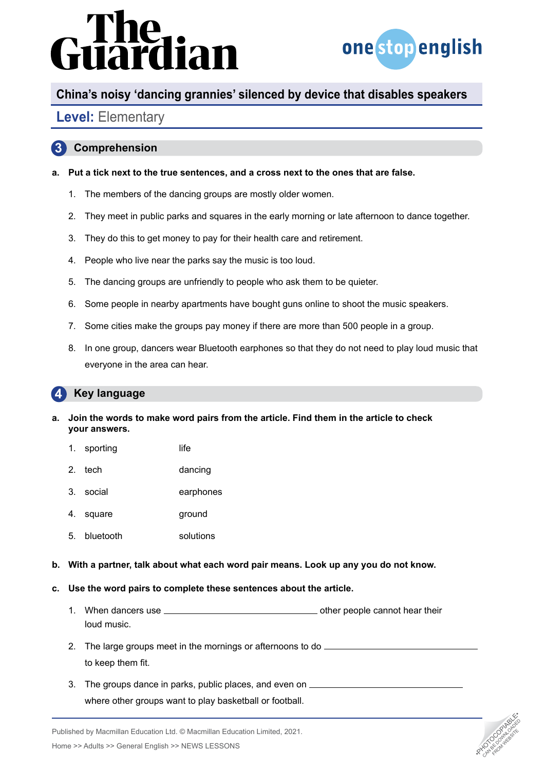# China's noisy 'dancing grannies' silenced by device that disables speakers

**Level:** Elementary

## 3 Comprehension

**a. Put a tick next to the true sentences, and a cross next to the ones that are false.**

1. The members of the dancing groups are mostly older women.
2. They meet in public parks and squares in the early morning or late afternoon to dance together.
3. They do this to get money to pay for their health care and retirement.
4. People who live near the parks say the music is too loud.
5. The dancing groups are unfriendly to people who ask them to be quieter.
6. Some people in nearby apartments have bought guns online to shoot the music speakers.
7. Some cities make the groups pay money if there are more than 500 people in a group.
8. In one group, dancers wear Bluetooth earphones so that they do not need to play loud music that everyone in the area can hear.

## 4 Key language

**a. Join the words to make word pairs from the article. Find them in the article to check your answers.**

| | |
|---|---|
| 1. sporting | life |
| 2. tech | dancing |
| 3. social | earphones |
| 4. square | ground |
| 5. bluetooth | solutions |

**b. With a partner, talk about what each word pair means. Look up any you do not know.**

**c. Use the word pairs to complete these sentences about the article.**

1. When dancers use ______________________ other people cannot hear their loud music.
2. The large groups meet in the mornings or afternoons to do ______________________ to keep them fit.
3. The groups dance in parks, public places, and even on ______________________ where other groups want to play basketball or football.

Published by Macmillan Education Ltd. © Macmillan Education Limited, 2021.

Home >> Adults >> General English >> NEWS LESSONS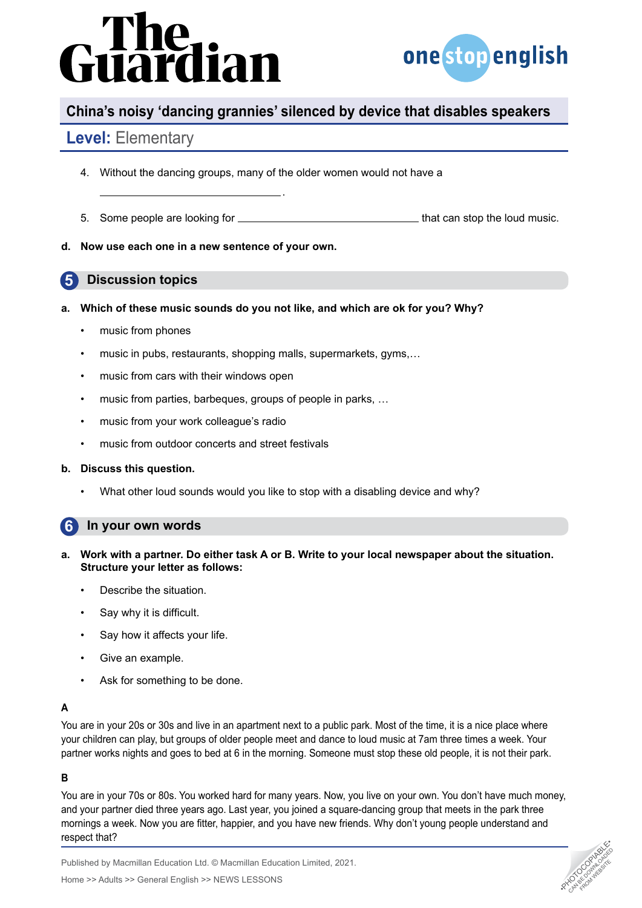4. Without the dancing groups, many of the older women would not have a ______________________________.

5. Some people are looking for ______________________________ that can stop the loud music.

**d. Now use each one in a new sentence of your own.**

## 5 Discussion topics

**a. Which of these music sounds do you not like, and which are ok for you? Why?**

- music from phones
- music in pubs, restaurants, shopping malls, supermarkets, gyms,…
- music from cars with their windows open
- music from parties, barbeques, groups of people in parks, …
- music from your work colleague's radio
- music from outdoor concerts and street festivals

**b. Discuss this question.**

- What other loud sounds would you like to stop with a disabling device and why?

## 6 In your own words

**a. Work with a partner. Do either task A or B. Write to your local newspaper about the situation. Structure your letter as follows:**

- Describe the situation.
- Say why it is difficult.
- Say how it affects your life.
- Give an example.
- Ask for something to be done.

**A**

You are in your 20s or 30s and live in an apartment next to a public park. Most of the time, it is a nice place where your children can play, but groups of older people meet and dance to loud music at 7am three times a week. Your partner works nights and goes to bed at 6 in the morning. Someone must stop these old people, it is not their park.

**B**

You are in your 70s or 80s. You worked hard for many years. Now, you live on your own. You don't have much money, and your partner died three years ago. Last year, you joined a square-dancing group that meets in the park three mornings a week. Now you are fitter, happier, and you have new friends. Why don't young people understand and respect that?